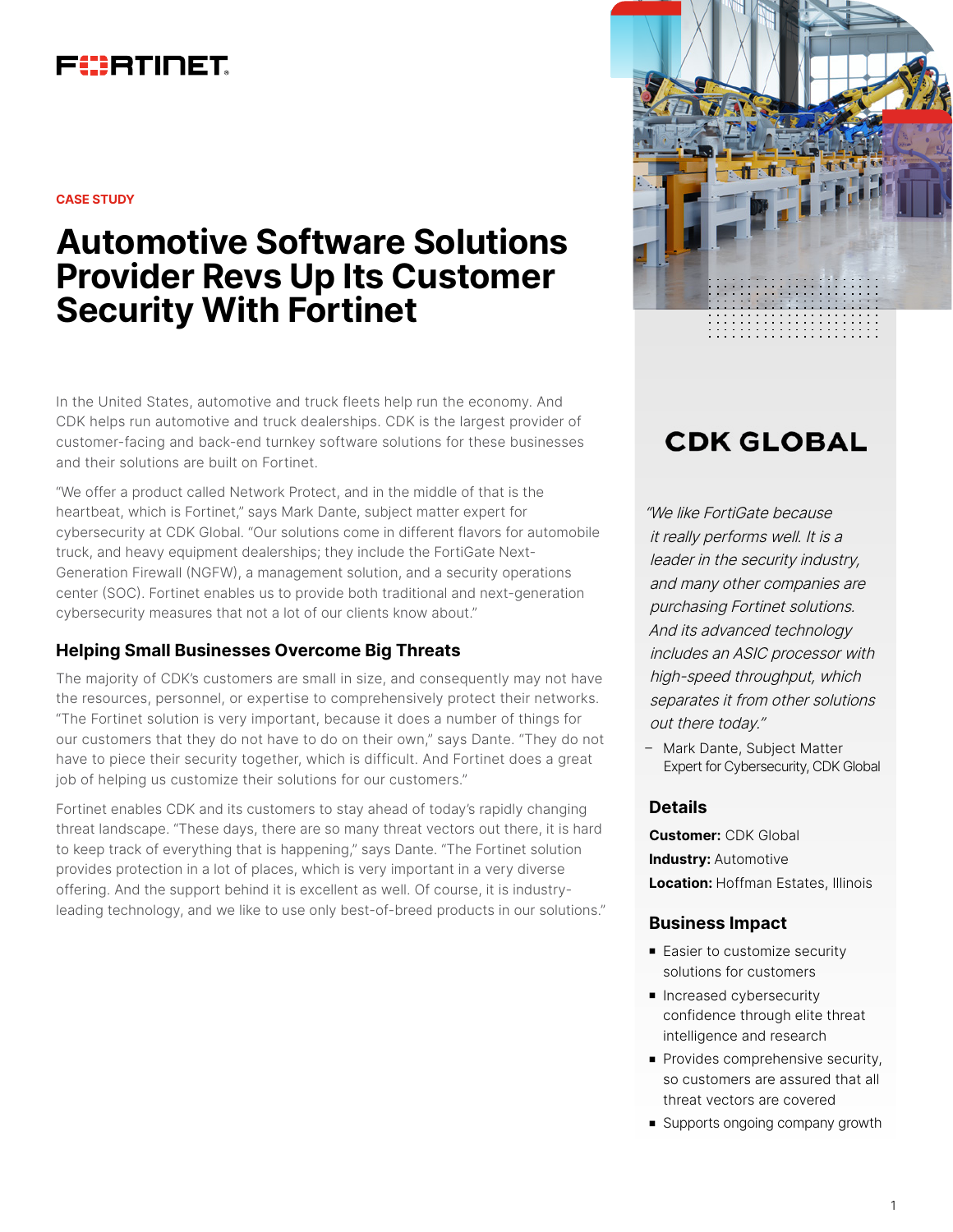CASE STUDY

# Automotive Software Solutions Provider Revs Up Its Customer Security With Fortinet

In the United States, automotive and truck fleets help run the economy. And CDK helps run automotive and truck dealerships. CDK is the largest provider of customer-facing and back-end turnkey software solutions for these businesses and their solutions are built on Fortinet.

"We offer a product called Network Protect, and in the middle of that is the heartbeat, which is Fortinet," says Mark Dante, subject matter expert for cybersecurity at CDK Global. "Our solutions come in different flavors for automobile truck, and heavy equipment dealerships; they include the FortiGate Next-Generation Firewall (NGFW), a management solution, and a security operations center (SOC). Fortinet enables us to provide both traditional and next-generation cybersecurity measures that not a lot of our clients know about."

## Helping Small Businesses Overcome Big Threats

The majority of CDK's customers are small in size, and consequently may not have the resources, personnel, or expertise to comprehensively protect their networks. "The Fortinet solution is very important, because it does a number of things for our customers that they do not have to do on their own," says Dante. "They do not have to piece their security together, which is difficult. And Fortinet does a great job of helping us customize their solutions for our customers."

Fortinet enables CDK and its customers to stay ahead of today's rapidly changing threat landscape. "These days, there are so many threat vectors out there, it is hard to keep track of everything that is happening," says Dante. "The Fortinet solution provides protection in a lot of places, which is very important in a very diverse offering. And the support behind it is excellent as well. Of course, it is industry-leading technology, and we like to use only best-of-breed products in our solutions."

**CDK GLOBAL**

*"We like FortiGate because it really performs well. It is a leader in the security industry, and many other companies are purchasing Fortinet solutions. And its advanced technology includes an ASIC processor with high-speed throughput, which separates it from other solutions out there today."*

– Mark Dante, Subject Matter Expert for Cybersecurity, CDK Global

## Details

**Customer:** CDK Global

**Industry:** Automotive

**Location:** Hoffman Estates, Illinois

## Business Impact

- Easier to customize security solutions for customers
- Increased cybersecurity confidence through elite threat intelligence and research
- Provides comprehensive security, so customers are assured that all threat vectors are covered
- Supports ongoing company growth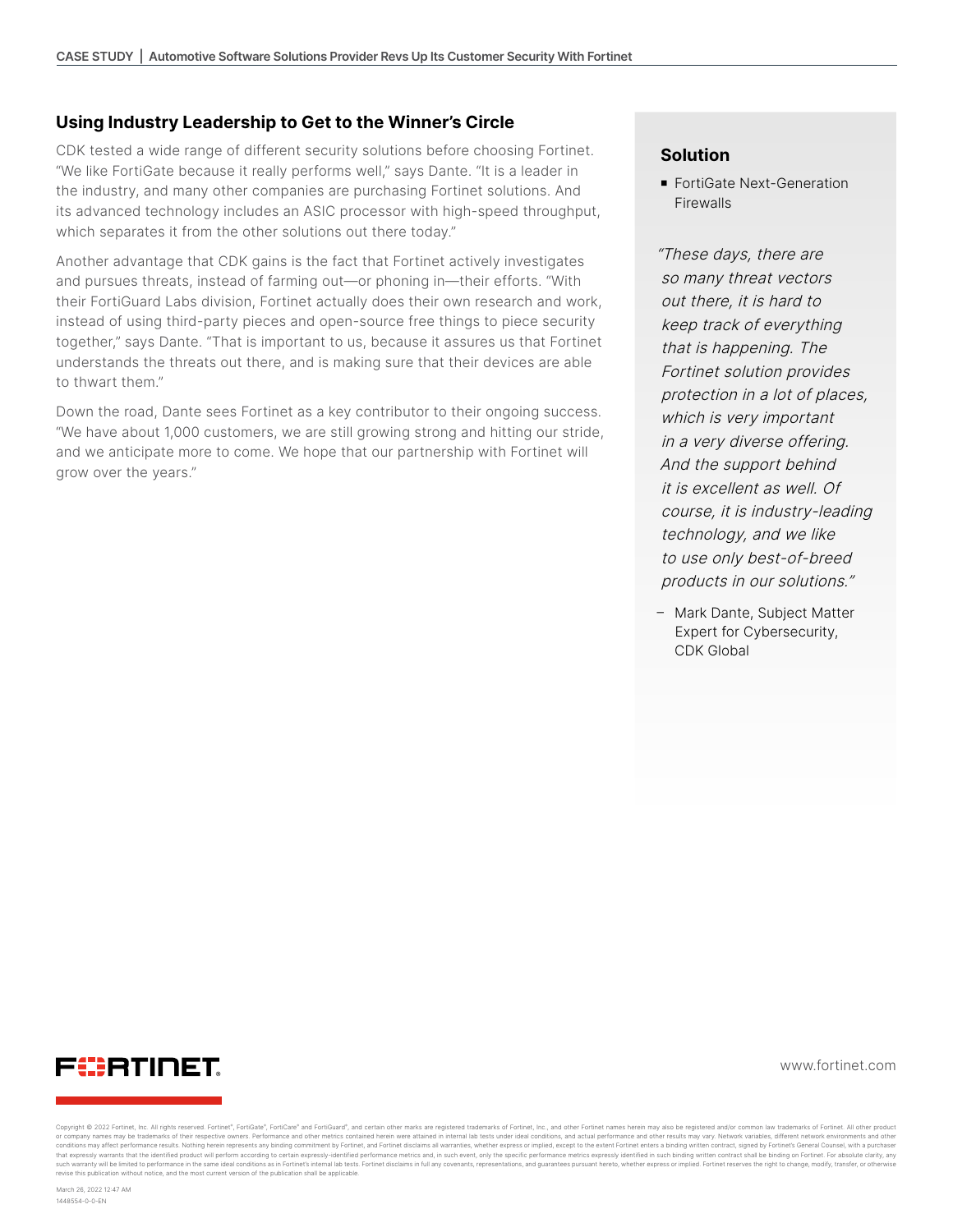## Using Industry Leadership to Get to the Winner's Circle

CDK tested a wide range of different security solutions before choosing Fortinet. "We like FortiGate because it really performs well," says Dante. "It is a leader in the industry, and many other companies are purchasing Fortinet solutions. And its advanced technology includes an ASIC processor with high-speed throughput, which separates it from the other solutions out there today."

Another advantage that CDK gains is the fact that Fortinet actively investigates and pursues threats, instead of farming out—or phoning in—their efforts. "With their FortiGuard Labs division, Fortinet actually does their own research and work, instead of using third-party pieces and open-source free things to piece security together," says Dante. "That is important to us, because it assures us that Fortinet understands the threats out there, and is making sure that their devices are able to thwart them."

Down the road, Dante sees Fortinet as a key contributor to their ongoing success. "We have about 1,000 customers, we are still growing strong and hitting our stride, and we anticipate more to come. We hope that our partnership with Fortinet will grow over the years."

### Solution

- FortiGate Next-Generation Firewalls

*"These days, there are so many threat vectors out there, it is hard to keep track of everything that is happening. The Fortinet solution provides protection in a lot of places, which is very important in a very diverse offering. And the support behind it is excellent as well. Of course, it is industry-leading technology, and we like to use only best-of-breed products in our solutions."*

– Mark Dante, Subject Matter Expert for Cybersecurity, CDK Global

FORTINET

www.fortinet.com

Copyright © 2022 Fortinet, Inc. All rights reserved. Fortinet®, FortiGate®, FortiCare® and FortiGuard®, and certain other marks are registered trademarks of Fortinet, Inc., and other Fortinet names herein may also be registered and/or common law trademarks of Fortinet. All other product or company names may be trademarks of their respective owners. Performance and other metrics contained herein were attained in internal lab tests under ideal conditions, and actual performance and other results may vary. Network variables, different network environments and other conditions may affect performance results. Nothing herein represents any binding commitment by Fortinet, and Fortinet disclaims all warranties, whether express or implied, except to the extent Fortinet enters a binding written contract, signed by Fortinet's General Counsel, with a purchaser that expressly warrants that the identified product will perform according to certain expressly-identified performance metrics and, in such event, only the specific performance metrics expressly identified in such binding written contract shall be binding on Fortinet. For absolute clarity, any such warranty will be limited to performance in the same ideal conditions as in Fortinet's internal lab tests. Fortinet disclaims in full any covenants, representations, and guarantees pursuant hereto, whether express or implied. Fortinet reserves the right to change, modify, transfer, or otherwise revise this publication without notice, and the most current version of the publication shall be applicable.

March 26, 2022 12:47 AM
1448554-0-0-EN